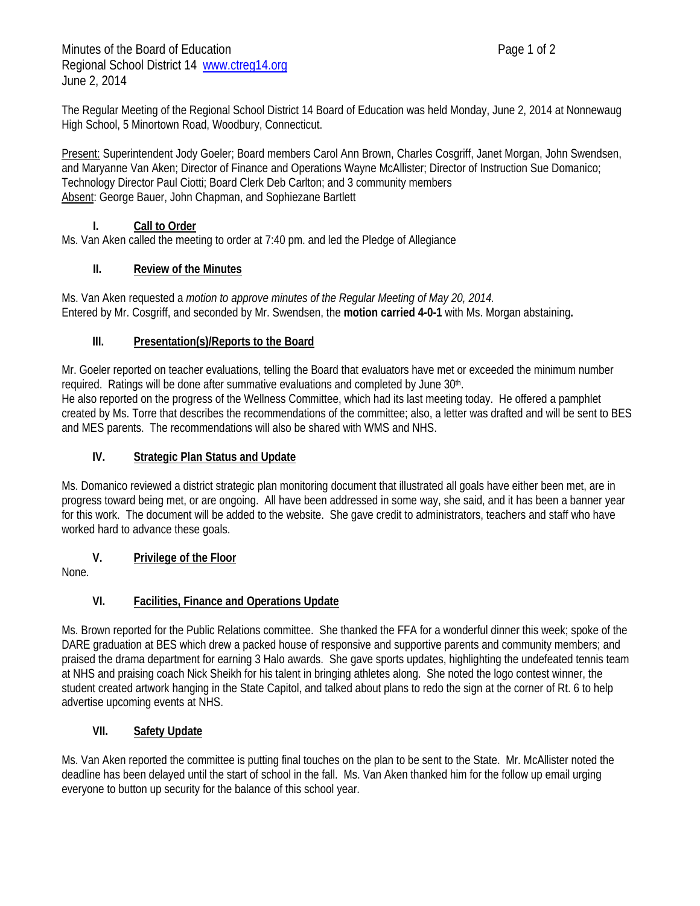Minutes of the Board of Education
Regional School District 14 [www.ctreg14.org](http://www.ctreg14.org)
June 2, 2014

The Regular Meeting of the Regional School District 14 Board of Education was held Monday, June 2, 2014 at Nonnewaug High School, 5 Minortown Road, Woodbury, Connecticut.

Present: Superintendent Jody Goeler; Board members Carol Ann Brown, Charles Cosgriff, Janet Morgan, John Swendsen, and Maryanne Van Aken; Director of Finance and Operations Wayne McAllister; Director of Instruction Sue Domanico; Technology Director Paul Ciotti; Board Clerk Deb Carlton; and 3 community members
Absent: George Bauer, John Chapman, and Sophiezane Bartlett

## I. Call to Order

Ms. Van Aken called the meeting to order at 7:40 pm. and led the Pledge of Allegiance

## II. Review of the Minutes

Ms. Van Aken requested a *motion to approve minutes of the Regular Meeting of May 20, 2014.*
Entered by Mr. Cosgriff, and seconded by Mr. Swendsen, the **motion carried 4-0-1** with Ms. Morgan abstaining**.**

## III. Presentation(s)/Reports to the Board

Mr. Goeler reported on teacher evaluations, telling the Board that evaluators have met or exceeded the minimum number required. Ratings will be done after summative evaluations and completed by June 30th.
He also reported on the progress of the Wellness Committee, which had its last meeting today. He offered a pamphlet created by Ms. Torre that describes the recommendations of the committee; also, a letter was drafted and will be sent to BES and MES parents. The recommendations will also be shared with WMS and NHS.

## IV. Strategic Plan Status and Update

Ms. Domanico reviewed a district strategic plan monitoring document that illustrated all goals have either been met, are in progress toward being met, or are ongoing. All have been addressed in some way, she said, and it has been a banner year for this work. The document will be added to the website. She gave credit to administrators, teachers and staff who have worked hard to advance these goals.

## V. Privilege of the Floor

None.

## VI. Facilities, Finance and Operations Update

Ms. Brown reported for the Public Relations committee. She thanked the FFA for a wonderful dinner this week; spoke of the DARE graduation at BES which drew a packed house of responsive and supportive parents and community members; and praised the drama department for earning 3 Halo awards. She gave sports updates, highlighting the undefeated tennis team at NHS and praising coach Nick Sheikh for his talent in bringing athletes along. She noted the logo contest winner, the student created artwork hanging in the State Capitol, and talked about plans to redo the sign at the corner of Rt. 6 to help advertise upcoming events at NHS.

## VII. Safety Update

Ms. Van Aken reported the committee is putting final touches on the plan to be sent to the State. Mr. McAllister noted the deadline has been delayed until the start of school in the fall. Ms. Van Aken thanked him for the follow up email urging everyone to button up security for the balance of this school year.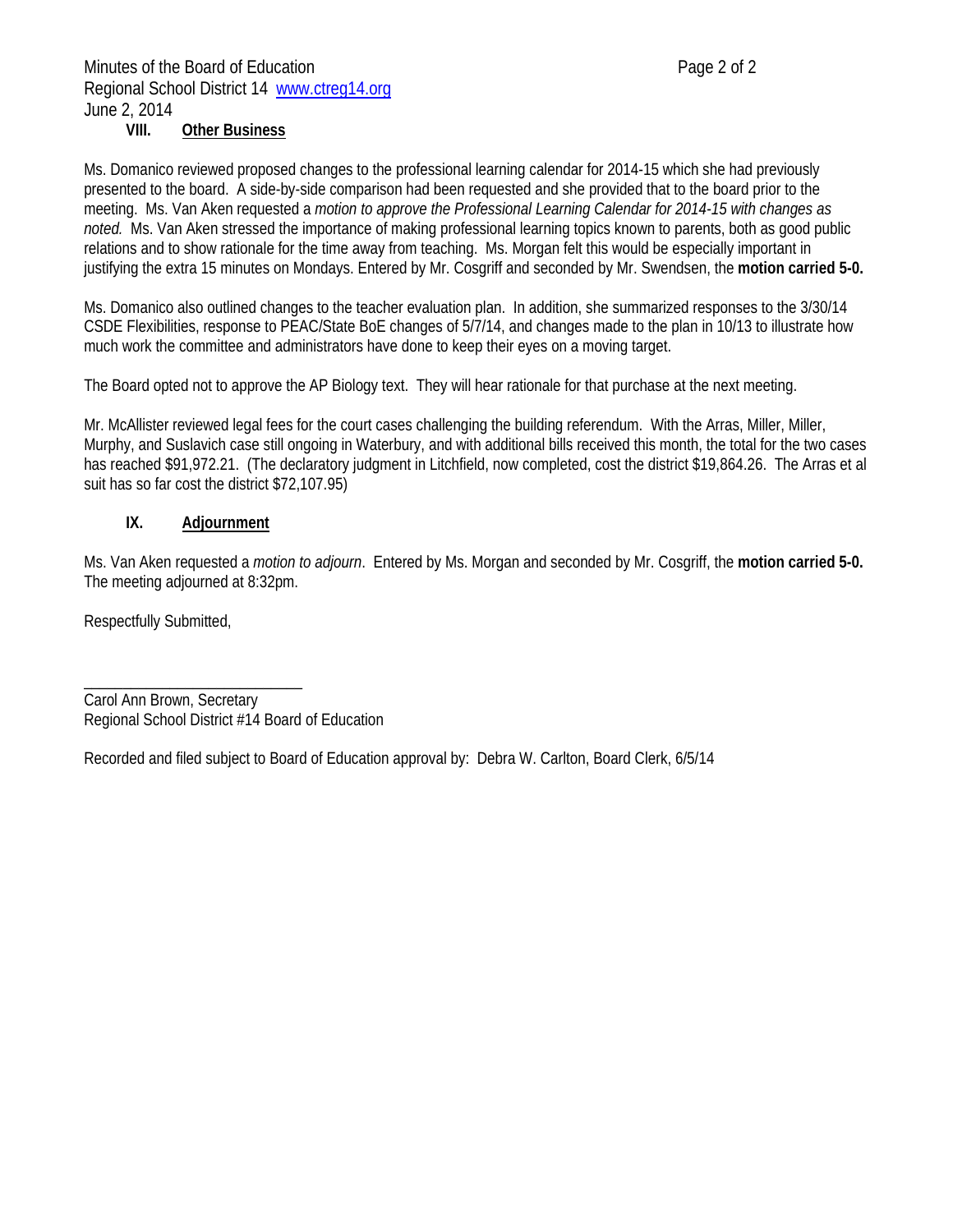## VIII. Other Business

Ms. Domanico reviewed proposed changes to the professional learning calendar for 2014-15 which she had previously presented to the board. A side-by-side comparison had been requested and she provided that to the board prior to the meeting. Ms. Van Aken requested a *motion to approve the Professional Learning Calendar for 2014-15 with changes as noted.* Ms. Van Aken stressed the importance of making professional learning topics known to parents, both as good public relations and to show rationale for the time away from teaching. Ms. Morgan felt this would be especially important in justifying the extra 15 minutes on Mondays. Entered by Mr. Cosgriff and seconded by Mr. Swendsen, the **motion carried 5-0.**

Ms. Domanico also outlined changes to the teacher evaluation plan. In addition, she summarized responses to the 3/30/14 CSDE Flexibilities, response to PEAC/State BoE changes of 5/7/14, and changes made to the plan in 10/13 to illustrate how much work the committee and administrators have done to keep their eyes on a moving target.

The Board opted not to approve the AP Biology text. They will hear rationale for that purchase at the next meeting.

Mr. McAllister reviewed legal fees for the court cases challenging the building referendum. With the Arras, Miller, Miller, Murphy, and Suslavich case still ongoing in Waterbury, and with additional bills received this month, the total for the two cases has reached $91,972.21. (The declaratory judgment in Litchfield, now completed, cost the district $19,864.26. The Arras et al suit has so far cost the district $72,107.95)

## IX. Adjournment

Ms. Van Aken requested a *motion to adjourn*. Entered by Ms. Morgan and seconded by Mr. Cosgriff, the **motion carried 5-0.** The meeting adjourned at 8:32pm.

Respectfully Submitted,

\_\_\_\_\_\_\_\_\_\_\_\_\_\_\_\_\_\_\_\_\_\_\_\_\_\_\_\_

Carol Ann Brown, Secretary
Regional School District #14 Board of Education

Recorded and filed subject to Board of Education approval by: Debra W. Carlton, Board Clerk, 6/5/14